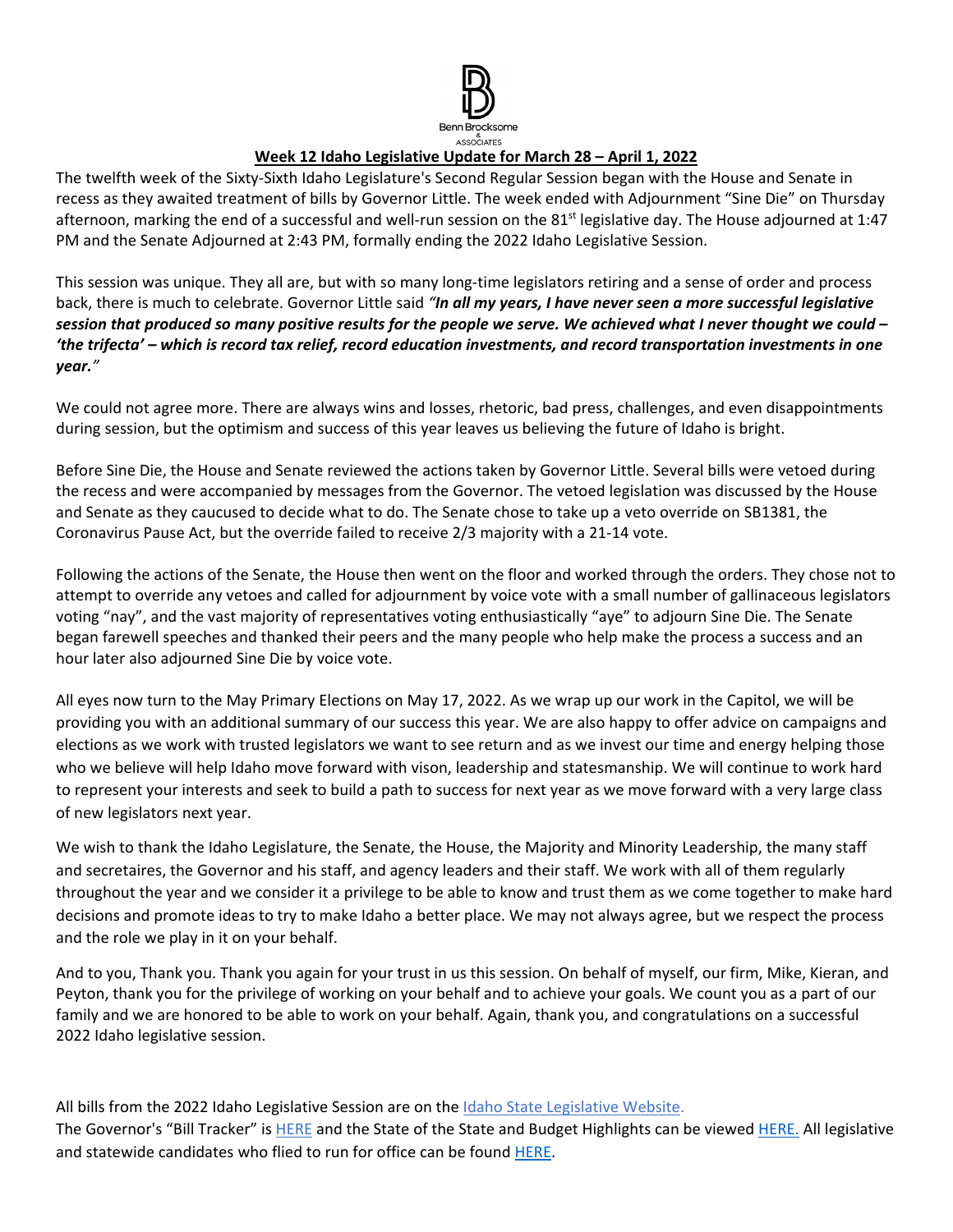Benn Brocksome & ASSOCIATES

# Week 12 Idaho Legislative Update for March 28 – April 1, 2022

The twelfth week of the Sixty-Sixth Idaho Legislature's Second Regular Session began with the House and Senate in recess as they awaited treatment of bills by Governor Little. The week ended with Adjournment "Sine Die" on Thursday afternoon, marking the end of a successful and well-run session on the 81st legislative day. The House adjourned at 1:47 PM and the Senate Adjourned at 2:43 PM, formally ending the 2022 Idaho Legislative Session.

This session was unique. They all are, but with so many long-time legislators retiring and a sense of order and process back, there is much to celebrate. Governor Little said ***"In all my years, I have never seen a more successful legislative session that produced so many positive results for the people we serve. We achieved what I never thought we could – 'the trifecta' – which is record tax relief, record education investments, and record transportation investments in one year."***

We could not agree more. There are always wins and losses, rhetoric, bad press, challenges, and even disappointments during session, but the optimism and success of this year leaves us believing the future of Idaho is bright.

Before Sine Die, the House and Senate reviewed the actions taken by Governor Little. Several bills were vetoed during the recess and were accompanied by messages from the Governor. The vetoed legislation was discussed by the House and Senate as they caucused to decide what to do. The Senate chose to take up a veto override on SB1381, the Coronavirus Pause Act, but the override failed to receive 2/3 majority with a 21-14 vote.

Following the actions of the Senate, the House then went on the floor and worked through the orders. They chose not to attempt to override any vetoes and called for adjournment by voice vote with a small number of gallinaceous legislators voting "nay", and the vast majority of representatives voting enthusiastically "aye" to adjourn Sine Die. The Senate began farewell speeches and thanked their peers and the many people who help make the process a success and an hour later also adjourned Sine Die by voice vote.

All eyes now turn to the May Primary Elections on May 17, 2022. As we wrap up our work in the Capitol, we will be providing you with an additional summary of our success this year. We are also happy to offer advice on campaigns and elections as we work with trusted legislators we want to see return and as we invest our time and energy helping those who we believe will help Idaho move forward with vison, leadership and statesmanship. We will continue to work hard to represent your interests and seek to build a path to success for next year as we move forward with a very large class of new legislators next year.

We wish to thank the Idaho Legislature, the Senate, the House, the Majority and Minority Leadership, the many staff and secretaires, the Governor and his staff, and agency leaders and their staff. We work with all of them regularly throughout the year and we consider it a privilege to be able to know and trust them as we come together to make hard decisions and promote ideas to try to make Idaho a better place. We may not always agree, but we respect the process and the role we play in it on your behalf.

And to you, Thank you. Thank you again for your trust in us this session. On behalf of myself, our firm, Mike, Kieran, and Peyton, thank you for the privilege of working on your behalf and to achieve your goals. We count you as a part of our family and we are honored to be able to work on your behalf. Again, thank you, and congratulations on a successful 2022 Idaho legislative session.

All bills from the 2022 Idaho Legislative Session are on the Idaho State Legislative Website.
The Governor's "Bill Tracker" is HERE and the State of the State and Budget Highlights can be viewed HERE. All legislative and statewide candidates who flied to run for office can be found HERE.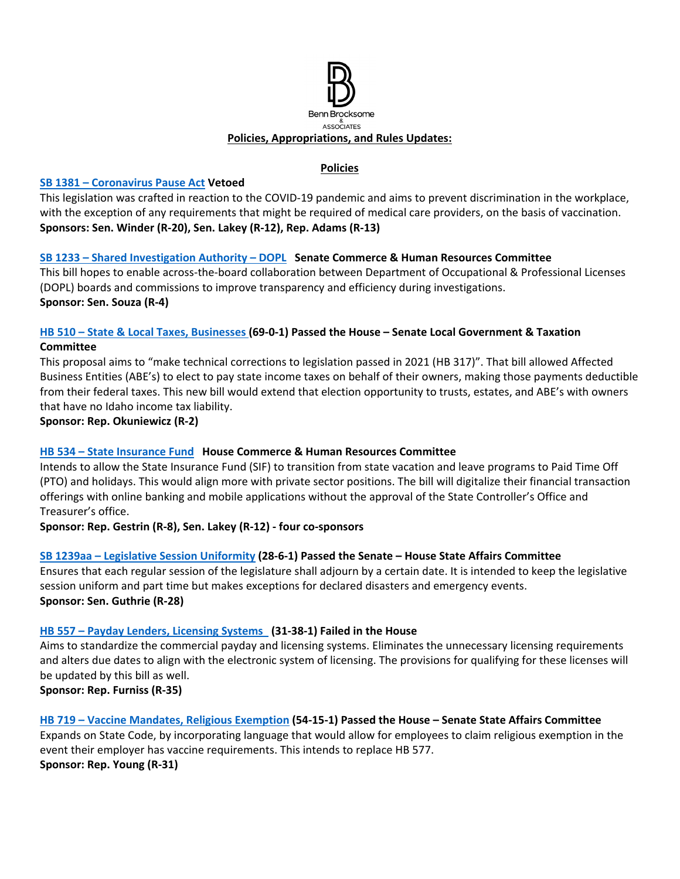Benn Brocksome & Associates

**Policies, Appropriations, and Rules Updates:**

## Policies

**SB 1381 – Coronavirus Pause Act Vetoed**

This legislation was crafted in reaction to the COVID-19 pandemic and aims to prevent discrimination in the workplace, with the exception of any requirements that might be required of medical care providers, on the basis of vaccination.

**Sponsors: Sen. Winder (R-20), Sen. Lakey (R-12), Rep. Adams (R-13)**

**SB 1233 – Shared Investigation Authority – DOPL Senate Commerce & Human Resources Committee**

This bill hopes to enable across-the-board collaboration between Department of Occupational & Professional Licenses (DOPL) boards and commissions to improve transparency and efficiency during investigations.

**Sponsor: Sen. Souza (R-4)**

**HB 510 – State & Local Taxes, Businesses (69-0-1) Passed the House – Senate Local Government & Taxation Committee**

This proposal aims to "make technical corrections to legislation passed in 2021 (HB 317)". That bill allowed Affected Business Entities (ABE's) to elect to pay state income taxes on behalf of their owners, making those payments deductible from their federal taxes. This new bill would extend that election opportunity to trusts, estates, and ABE's with owners that have no Idaho income tax liability.

**Sponsor: Rep. Okuniewicz (R-2)**

**HB 534 – State Insurance Fund House Commerce & Human Resources Committee**

Intends to allow the State Insurance Fund (SIF) to transition from state vacation and leave programs to Paid Time Off (PTO) and holidays. This would align more with private sector positions. The bill will digitalize their financial transaction offerings with online banking and mobile applications without the approval of the State Controller's Office and Treasurer's office.

**Sponsor: Rep. Gestrin (R-8), Sen. Lakey (R-12) - four co-sponsors**

**SB 1239aa – Legislative Session Uniformity (28-6-1) Passed the Senate – House State Affairs Committee**

Ensures that each regular session of the legislature shall adjourn by a certain date. It is intended to keep the legislative session uniform and part time but makes exceptions for declared disasters and emergency events.

**Sponsor: Sen. Guthrie (R-28)**

**HB 557 – Payday Lenders, Licensing Systems (31-38-1) Failed in the House**

Aims to standardize the commercial payday and licensing systems. Eliminates the unnecessary licensing requirements and alters due dates to align with the electronic system of licensing. The provisions for qualifying for these licenses will be updated by this bill as well.

**Sponsor: Rep. Furniss (R-35)**

**HB 719 – Vaccine Mandates, Religious Exemption (54-15-1) Passed the House – Senate State Affairs Committee**

Expands on State Code, by incorporating language that would allow for employees to claim religious exemption in the event their employer has vaccine requirements. This intends to replace HB 577.

**Sponsor: Rep. Young (R-31)**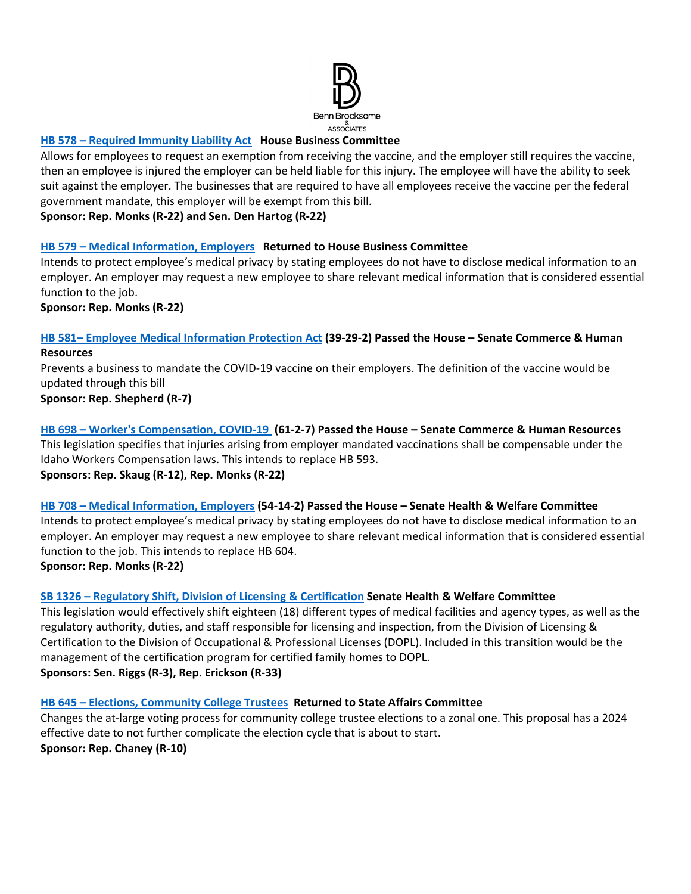**[HB 578 – Required Immunity Liability Act](#) House Business Committee**

Allows for employees to request an exemption from receiving the vaccine, and the employer still requires the vaccine, then an employee is injured the employer can be held liable for this injury. The employee will have the ability to seek suit against the employer. The businesses that are required to have all employees receive the vaccine per the federal government mandate, this employer will be exempt from this bill.

**Sponsor: Rep. Monks (R-22) and Sen. Den Hartog (R-22)**

**[HB 579 – Medical Information, Employers](#) Returned to House Business Committee**

Intends to protect employee's medical privacy by stating employees do not have to disclose medical information to an employer. An employer may request a new employee to share relevant medical information that is considered essential function to the job.

**Sponsor: Rep. Monks (R-22)**

**[HB 581– Employee Medical Information Protection Act](#) (39-29-2) Passed the House – Senate Commerce & Human Resources**

Prevents a business to mandate the COVID-19 vaccine on their employers. The definition of the vaccine would be updated through this bill

**Sponsor: Rep. Shepherd (R-7)**

**[HB 698 – Worker's Compensation, COVID-19](#) (61-2-7) Passed the House – Senate Commerce & Human Resources**

This legislation specifies that injuries arising from employer mandated vaccinations shall be compensable under the Idaho Workers Compensation laws. This intends to replace HB 593.

**Sponsors: Rep. Skaug (R-12), Rep. Monks (R-22)**

**[HB 708 – Medical Information, Employers](#) (54-14-2) Passed the House – Senate Health & Welfare Committee**

Intends to protect employee's medical privacy by stating employees do not have to disclose medical information to an employer. An employer may request a new employee to share relevant medical information that is considered essential function to the job. This intends to replace HB 604.

**Sponsor: Rep. Monks (R-22)**

**[SB 1326 – Regulatory Shift, Division of Licensing & Certification](#) Senate Health & Welfare Committee**

This legislation would effectively shift eighteen (18) different types of medical facilities and agency types, as well as the regulatory authority, duties, and staff responsible for licensing and inspection, from the Division of Licensing & Certification to the Division of Occupational & Professional Licenses (DOPL). Included in this transition would be the management of the certification program for certified family homes to DOPL.

**Sponsors: Sen. Riggs (R-3), Rep. Erickson (R-33)**

**[HB 645 – Elections, Community College Trustees](#) Returned to State Affairs Committee**

Changes the at-large voting process for community college trustee elections to a zonal one. This proposal has a 2024 effective date to not further complicate the election cycle that is about to start.

**Sponsor: Rep. Chaney (R-10)**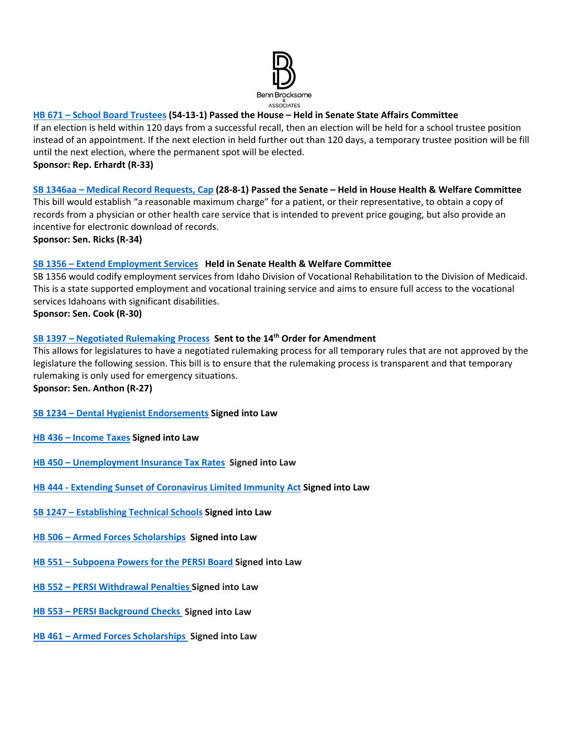**HB 671 – School Board Trustees (54-13-1) Passed the House – Held in Senate State Affairs Committee**

If an election is held within 120 days from a successful recall, then an election will be held for a school trustee position instead of an appointment. If the next election in held further out than 120 days, a temporary trustee position will be fill until the next election, where the permanent spot will be elected.

**Sponsor: Rep. Erhardt (R-33)**

**SB 1346aa – Medical Record Requests, Cap (28-8-1) Passed the Senate – Held in House Health & Welfare Committee**

This bill would establish "a reasonable maximum charge" for a patient, or their representative, to obtain a copy of records from a physician or other health care service that is intended to prevent price gouging, but also provide an incentive for electronic download of records.

**Sponsor: Sen. Ricks (R-34)**

**SB 1356 – Extend Employment Services Held in Senate Health & Welfare Committee**

SB 1356 would codify employment services from Idaho Division of Vocational Rehabilitation to the Division of Medicaid. This is a state supported employment and vocational training service and aims to ensure full access to the vocational services Idahoans with significant disabilities.

**Sponsor: Sen. Cook (R-30)**

**SB 1397 – Negotiated Rulemaking Process Sent to the 14th Order for Amendment**

This allows for legislatures to have a negotiated rulemaking process for all temporary rules that are not approved by the legislature the following session. This bill is to ensure that the rulemaking process is transparent and that temporary rulemaking is only used for emergency situations.

**Sponsor: Sen. Anthon (R-27)**

**SB 1234 – Dental Hygienist Endorsements Signed into Law**

**HB 436 – Income Taxes Signed into Law**

**HB 450 – Unemployment Insurance Tax Rates Signed into Law**

**HB 444 - Extending Sunset of Coronavirus Limited Immunity Act Signed into Law**

**SB 1247 – Establishing Technical Schools Signed into Law**

**HB 506 – Armed Forces Scholarships Signed into Law**

**HB 551 – Subpoena Powers for the PERSI Board Signed into Law**

**HB 552 – PERSI Withdrawal Penalties Signed into Law**

**HB 553 – PERSI Background Checks Signed into Law**

**HB 461 – Armed Forces Scholarships Signed into Law**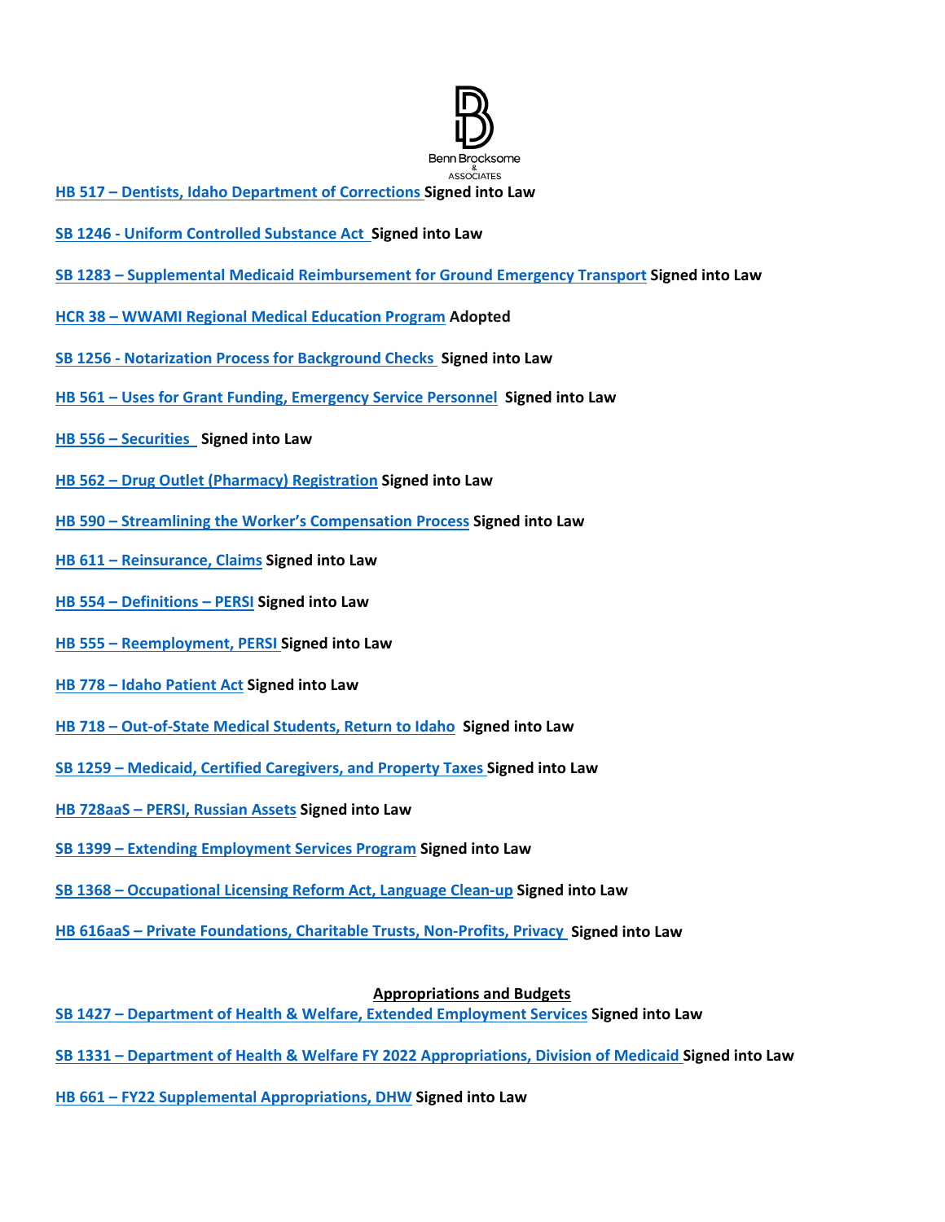**HB 517 – Dentists, Idaho Department of Corrections** **Signed into Law**

**SB 1246 - Uniform Controlled Substance Act** **Signed into Law**

**SB 1283 – Supplemental Medicaid Reimbursement for Ground Emergency Transport** **Signed into Law**

**HCR 38 – WWAMI Regional Medical Education Program** **Adopted**

**SB 1256 - Notarization Process for Background Checks** **Signed into Law**

**HB 561 – Uses for Grant Funding, Emergency Service Personnel** **Signed into Law**

**HB 556 – Securities** **Signed into Law**

**HB 562 – Drug Outlet (Pharmacy) Registration** **Signed into Law**

**HB 590 – Streamlining the Worker's Compensation Process** **Signed into Law**

**HB 611 – Reinsurance, Claims** **Signed into Law**

**HB 554 – Definitions – PERSI** **Signed into Law**

**HB 555 – Reemployment, PERSI** **Signed into Law**

**HB 778 – Idaho Patient Act** **Signed into Law**

**HB 718 – Out-of-State Medical Students, Return to Idaho** **Signed into Law**

**SB 1259 – Medicaid, Certified Caregivers, and Property Taxes** **Signed into Law**

**HB 728aaS – PERSI, Russian Assets** **Signed into Law**

**SB 1399 – Extending Employment Services Program** **Signed into Law**

**SB 1368 – Occupational Licensing Reform Act, Language Clean-up** **Signed into Law**

**HB 616aaS – Private Foundations, Charitable Trusts, Non-Profits, Privacy** **Signed into Law**

## Appropriations and Budgets

**SB 1427 – Department of Health & Welfare, Extended Employment Services** **Signed into Law**

**SB 1331 – Department of Health & Welfare FY 2022 Appropriations, Division of Medicaid** **Signed into Law**

**HB 661 – FY22 Supplemental Appropriations, DHW** **Signed into Law**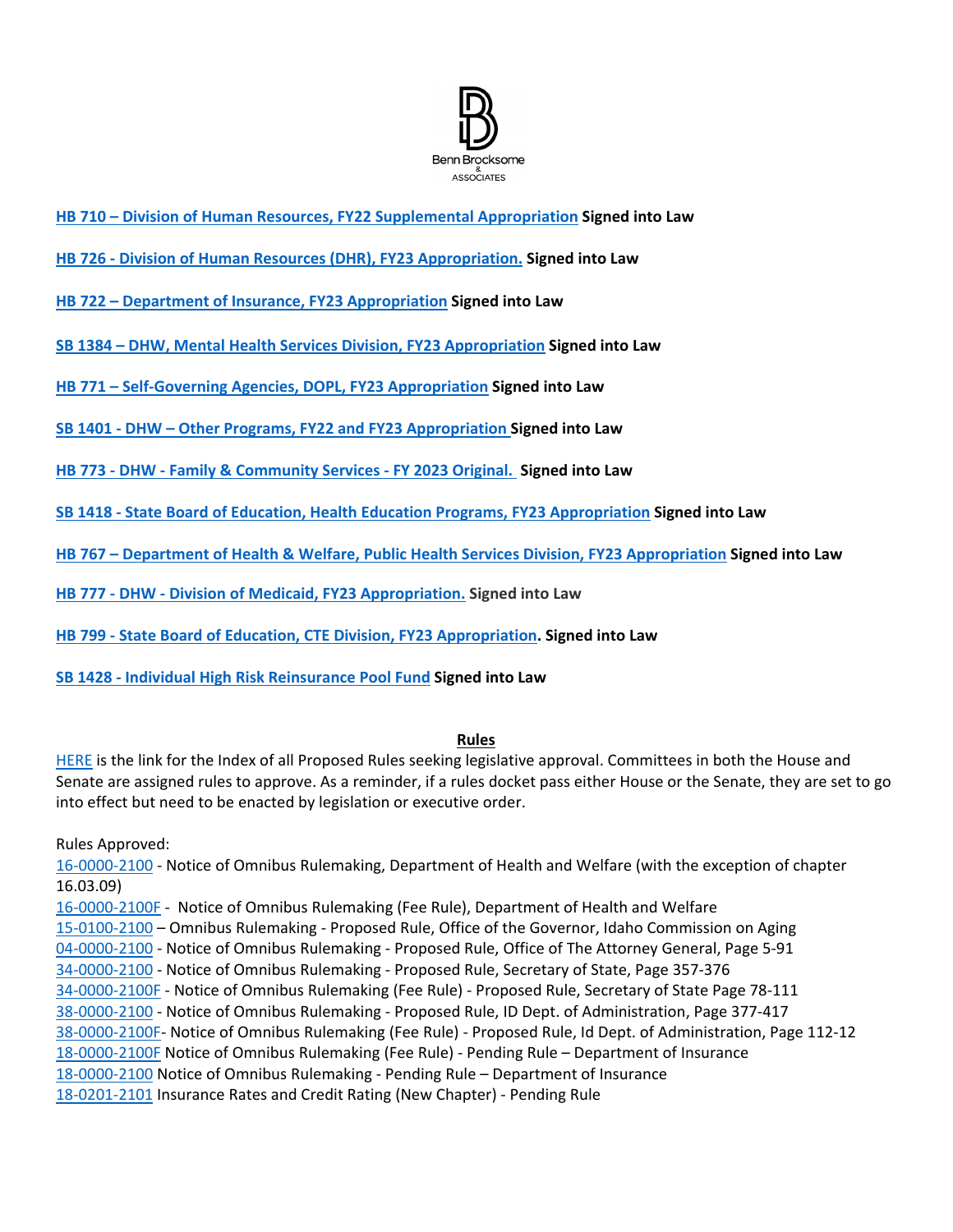**HB 710 – Division of Human Resources, FY22 Supplemental Appropriation Signed into Law**

**HB 726 - Division of Human Resources (DHR), FY23 Appropriation. Signed into Law**

**HB 722 – Department of Insurance, FY23 Appropriation Signed into Law**

**SB 1384 – DHW, Mental Health Services Division, FY23 Appropriation Signed into Law**

**HB 771 – Self-Governing Agencies, DOPL, FY23 Appropriation Signed into Law**

**SB 1401 - DHW – Other Programs, FY22 and FY23 Appropriation Signed into Law**

**HB 773 - DHW - Family & Community Services - FY 2023 Original. Signed into Law**

**SB 1418 - State Board of Education, Health Education Programs, FY23 Appropriation Signed into Law**

**HB 767 – Department of Health & Welfare, Public Health Services Division, FY23 Appropriation Signed into Law**

**HB 777 - DHW - Division of Medicaid, FY23 Appropriation. Signed into Law**

**HB 799 - State Board of Education, CTE Division, FY23 Appropriation. Signed into Law**

**SB 1428 - Individual High Risk Reinsurance Pool Fund Signed into Law**

## Rules

HERE is the link for the Index of all Proposed Rules seeking legislative approval. Committees in both the House and Senate are assigned rules to approve. As a reminder, if a rules docket pass either House or the Senate, they are set to go into effect but need to be enacted by legislation or executive order.

Rules Approved:
16-0000-2100 - Notice of Omnibus Rulemaking, Department of Health and Welfare (with the exception of chapter 16.03.09)
16-0000-2100F - Notice of Omnibus Rulemaking (Fee Rule), Department of Health and Welfare
15-0100-2100 – Omnibus Rulemaking - Proposed Rule, Office of the Governor, Idaho Commission on Aging
04-0000-2100 - Notice of Omnibus Rulemaking - Proposed Rule, Office of The Attorney General, Page 5-91
34-0000-2100 - Notice of Omnibus Rulemaking - Proposed Rule, Secretary of State, Page 357-376
34-0000-2100F - Notice of Omnibus Rulemaking (Fee Rule) - Proposed Rule, Secretary of State Page 78-111
38-0000-2100 - Notice of Omnibus Rulemaking - Proposed Rule, ID Dept. of Administration, Page 377-417
38-0000-2100F- Notice of Omnibus Rulemaking (Fee Rule) - Proposed Rule, Id Dept. of Administration, Page 112-12
18-0000-2100F Notice of Omnibus Rulemaking (Fee Rule) - Pending Rule – Department of Insurance
18-0000-2100 Notice of Omnibus Rulemaking - Pending Rule – Department of Insurance
18-0201-2101 Insurance Rates and Credit Rating (New Chapter) - Pending Rule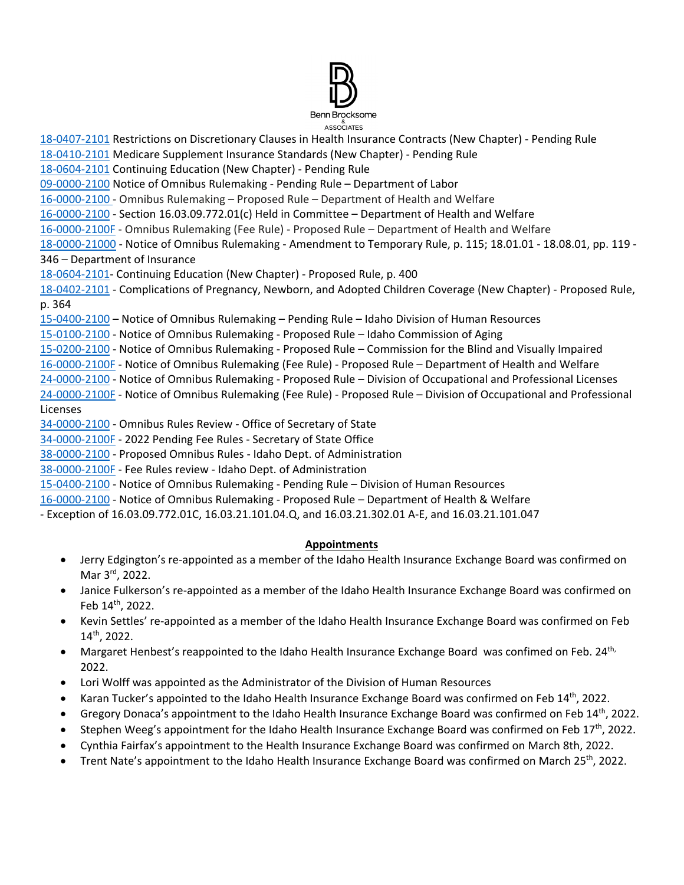Benn Brocksome & ASSOCIATES

[18-0407-2101](#) Restrictions on Discretionary Clauses in Health Insurance Contracts (New Chapter) - Pending Rule
[18-0410-2101](#) Medicare Supplement Insurance Standards (New Chapter) - Pending Rule
[18-0604-2101](#) Continuing Education (New Chapter) - Pending Rule
[09-0000-2100](#) Notice of Omnibus Rulemaking - Pending Rule – Department of Labor
[16-0000-2100](#) - Omnibus Rulemaking – Proposed Rule – Department of Health and Welfare
[16-0000-2100](#) - Section 16.03.09.772.01(c) Held in Committee – Department of Health and Welfare
[16-0000-2100F](#) - Omnibus Rulemaking (Fee Rule) - Proposed Rule – Department of Health and Welfare
[18-0000-21000](#) - Notice of Omnibus Rulemaking - Amendment to Temporary Rule, p. 115; 18.01.01 - 18.08.01, pp. 119 - 346 – Department of Insurance
[18-0604-2101](#)- Continuing Education (New Chapter) - Proposed Rule, p. 400
[18-0402-2101](#) - Complications of Pregnancy, Newborn, and Adopted Children Coverage (New Chapter) - Proposed Rule, p. 364
[15-0400-2100](#) – Notice of Omnibus Rulemaking – Pending Rule – Idaho Division of Human Resources
[15-0100-2100](#) - Notice of Omnibus Rulemaking - Proposed Rule – Idaho Commission of Aging
[15-0200-2100](#) - Notice of Omnibus Rulemaking - Proposed Rule – Commission for the Blind and Visually Impaired
[16-0000-2100F](#) - Notice of Omnibus Rulemaking (Fee Rule) - Proposed Rule – Department of Health and Welfare
[24-0000-2100](#) - Notice of Omnibus Rulemaking - Proposed Rule – Division of Occupational and Professional Licenses
[24-0000-2100F](#) - Notice of Omnibus Rulemaking (Fee Rule) - Proposed Rule – Division of Occupational and Professional Licenses
[34-0000-2100](#) - Omnibus Rules Review - Office of Secretary of State
[34-0000-2100F](#) - 2022 Pending Fee Rules - Secretary of State Office
[38-0000-2100](#) - Proposed Omnibus Rules - Idaho Dept. of Administration
[38-0000-2100F](#) - Fee Rules review - Idaho Dept. of Administration
[15-0400-2100](#) - Notice of Omnibus Rulemaking - Pending Rule – Division of Human Resources
[16-0000-2100](#) - Notice of Omnibus Rulemaking - Proposed Rule – Department of Health & Welfare
- Exception of 16.03.09.772.01C, 16.03.21.101.04.Q, and 16.03.21.302.01 A-E, and 16.03.21.101.047

## **Appointments**

- Jerry Edgington's re-appointed as a member of the Idaho Health Insurance Exchange Board was confirmed on Mar 3rd, 2022.
- Janice Fulkerson's re-appointed as a member of the Idaho Health Insurance Exchange Board was confirmed on Feb 14th, 2022.
- Kevin Settles' re-appointed as a member of the Idaho Health Insurance Exchange Board was confirmed on Feb 14th, 2022.
- Margaret Henbest's reappointed to the Idaho Health Insurance Exchange Board was confimed on Feb. 24th, 2022.
- Lori Wolff was appointed as the Administrator of the Division of Human Resources
- Karan Tucker's appointed to the Idaho Health Insurance Exchange Board was confirmed on Feb 14th, 2022.
- Gregory Donaca's appointment to the Idaho Health Insurance Exchange Board was confirmed on Feb 14th, 2022.
- Stephen Weeg's appointment for the Idaho Health Insurance Exchange Board was confirmed on Feb 17th, 2022.
- Cynthia Fairfax's appointment to the Health Insurance Exchange Board was confirmed on March 8th, 2022.
- Trent Nate's appointment to the Idaho Health Insurance Exchange Board was confirmed on March 25th, 2022.